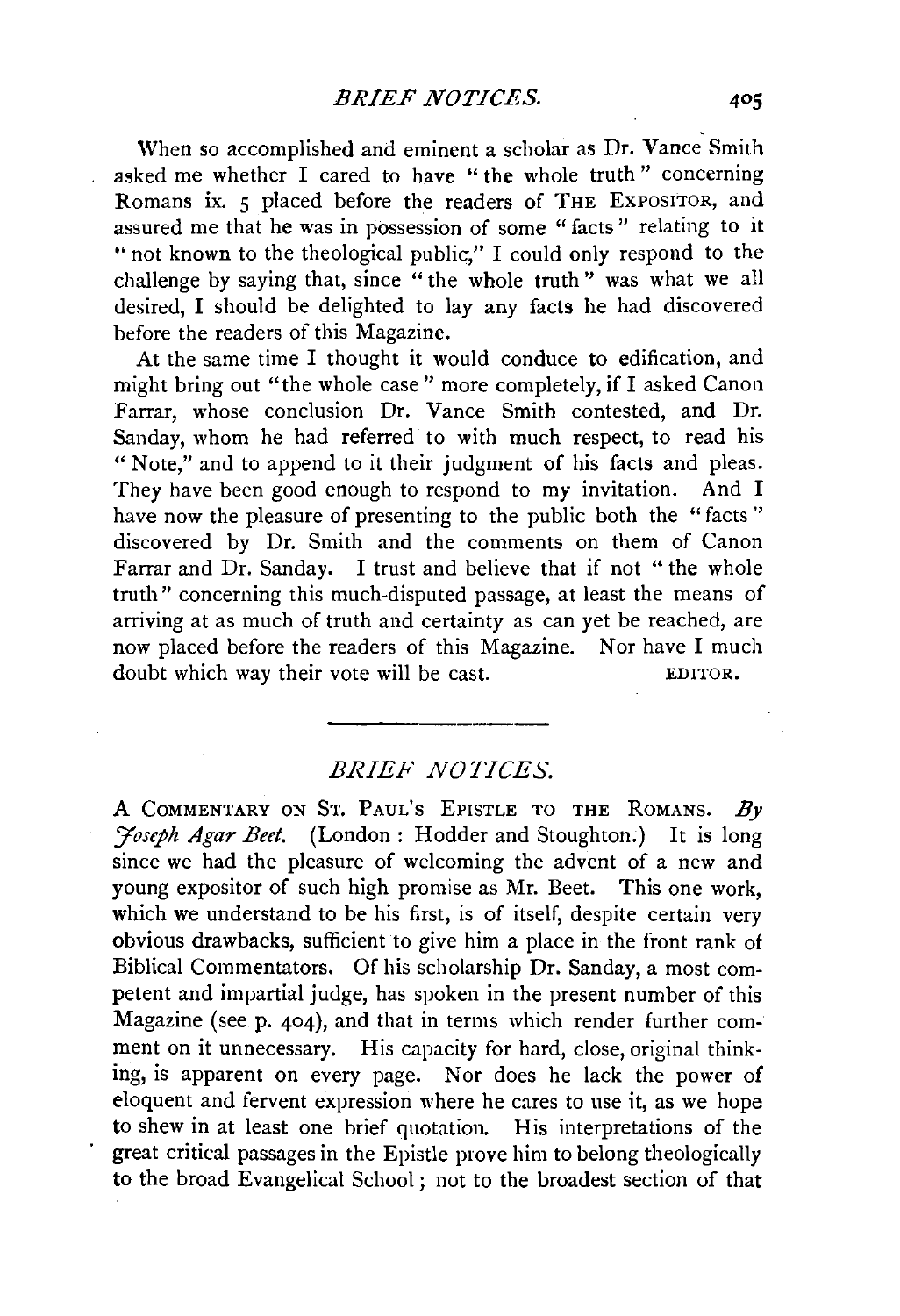When so accomplished and eminent a scholar as Dr. Vance Smith asked me whether I cared to have "the whole truth" concerning Romans ix. 5 placed before the readers of THE EXPOSITOR, and assured me that he was in possession of some "facts" relating to it "not known to the theological public," I could only respond to the challenge by saying that, since "the whole truth" was what we all desired, I should be delighted to lay any facts he had discovered before the readers of this Magazine.

At the same time I thought it would conduce to edification, and might bring out "the whole case" more completely, if I asked Canon Farrar, whose conclusion Dr. Vance Smith contested, and Dr. Sanday, whom he had referred to with much respect, to read his "Note," and to append to it their judgment of his facts and pleas. They have been good enough to respond to my invitation. And I have now the pleasure of presenting to the public both the "facts" discovered by Dr. Smith and the comments on them of Canon Farrar and Dr. Sanday. I trust and believe that if not "the whole truth" concerning this much-disputed passage, at least the means of arriving at as much of truth and certainty as can yet be reached, are now placed before the readers of this Magazine. Nor have I much doubt which way their vote will be cast.

EDITOR.

---

## *BRIEF NOTICES.*

A COMMENTARY ON ST. PAUL'S EPISTLE TO THE ROMANS. *By Joseph Agar Beet.* (London: Hodder and Stoughton.) It is long since we had the pleasure of welcoming the advent of a new and young expositor of such high promise as Mr. Beet. This one work, which we understand to be his first, is of itself, despite certain very obvious drawbacks, sufficient to give him a place in the front rank of Biblical Commentators. Of his scholarship Dr. Sanday, a most competent and impartial judge, has spoken in the present number of this Magazine (see p. 404), and that in terms which render further comment on it unnecessary. His capacity for hard, close, original thinking, is apparent on every page. Nor does he lack the power of eloquent and fervent expression where he cares to use it, as we hope to shew in at least one brief quotation. His interpretations of the great critical passages in the Epistle prove him to belong theologically to the broad Evangelical School; not to the broadest section of that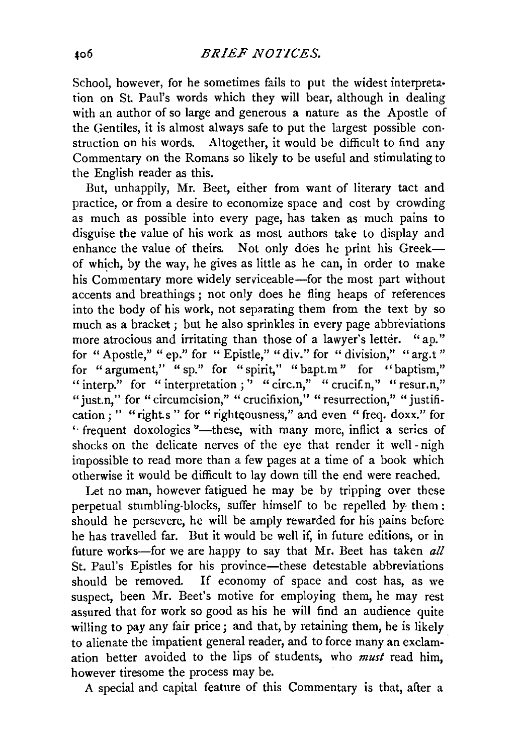School, however, for he sometimes fails to put the widest interpretation on St. Paul's words which they will bear, although in dealing with an author of so large and generous a nature as the Apostle of the Gentiles, it is almost always safe to put the largest possible construction on his words. Altogether, it would be difficult to find any Commentary on the Romans so likely to be useful and stimulating to the English reader as this.

But, unhappily, Mr. Beet, either from want of literary tact and practice, or from a desire to economize space and cost by crowding as much as possible into every page, has taken as much pains to disguise the value of his work as most authors take to display and enhance the value of theirs. Not only does he print his Greek—of which, by the way, he gives as little as he can, in order to make his Commentary more widely serviceable—for the most part without accents and breathings; not only does he fling heaps of references into the body of his work, not separating them from the text by so much as a bracket; but he also sprinkles in every page abbreviations more atrocious and irritating than those of a lawyer's letter. "ap." for "Apostle," "ep." for "Epistle," "div." for "division," "arg.t" for "argument," "sp." for "spirit," "bapt.m" for "baptism," "interp." for "interpretation;" "circ.n," "crucif.n," "resur.n," "just.n," for "circumcision," "crucifixion," "resurrection," "justification;" "right.s" for "righteousness," and even "freq. doxx." for "frequent doxologies"—these, with many more, inflict a series of shocks on the delicate nerves of the eye that render it well-nigh impossible to read more than a few pages at a time of a book which otherwise it would be difficult to lay down till the end were reached.

Let no man, however fatigued he may be by tripping over these perpetual stumbling-blocks, suffer himself to be repelled by them: should he persevere, he will be amply rewarded for his pains before he has travelled far. But it would be well if, in future editions, or in future works—for we are happy to say that Mr. Beet has taken *all* St. Paul's Epistles for his province—these detestable abbreviations should be removed. If economy of space and cost has, as we suspect, been Mr. Beet's motive for employing them, he may rest assured that for work so good as his he will find an audience quite willing to pay any fair price; and that, by retaining them, he is likely to alienate the impatient general reader, and to force many an exclamation better avoided to the lips of students, who *must* read him, however tiresome the process may be.

A special and capital feature of this Commentary is that, after a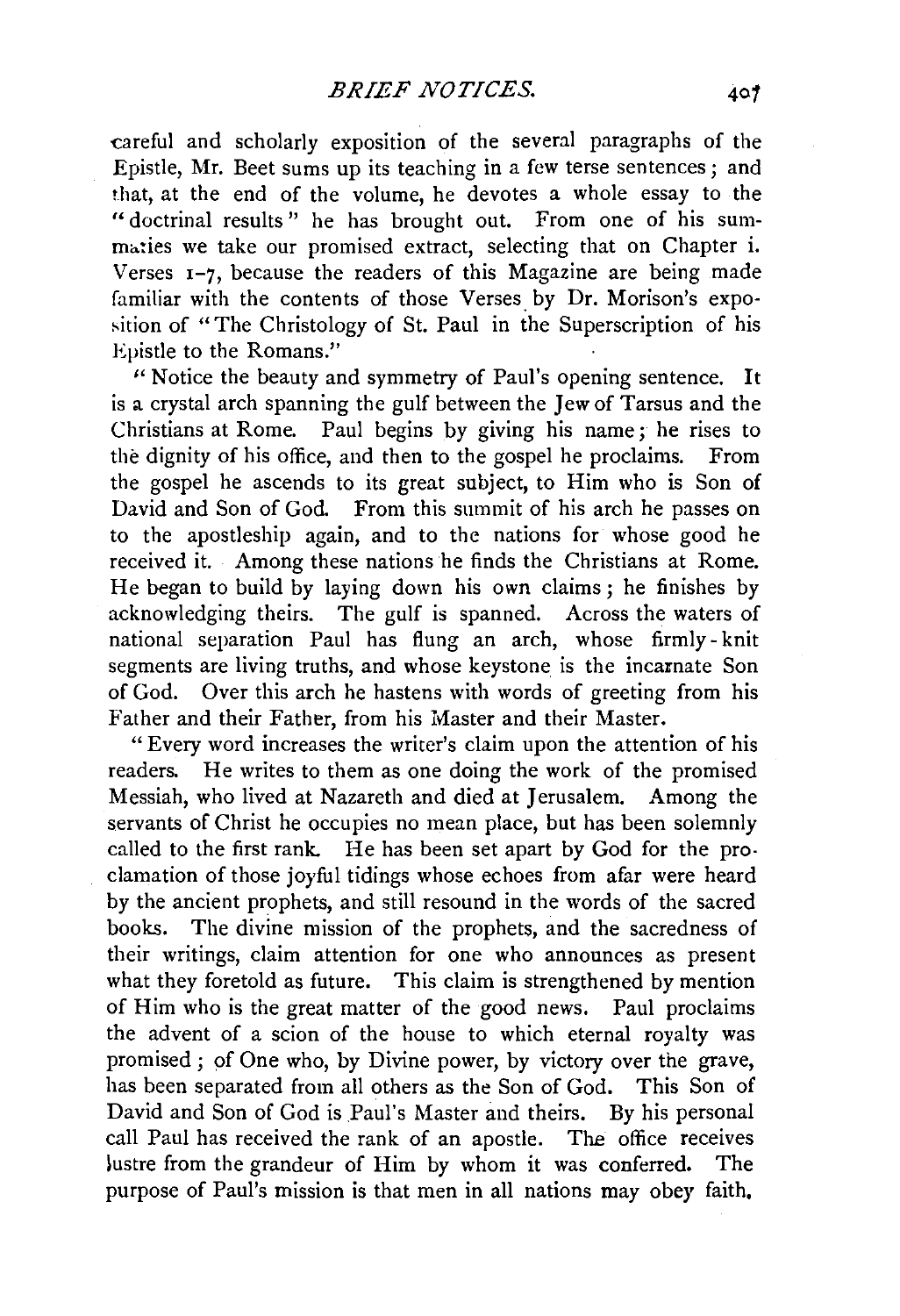careful and scholarly exposition of the several paragraphs of the Epistle, Mr. Beet sums up its teaching in a few terse sentences; and that, at the end of the volume, he devotes a whole essay to the "doctrinal results" he has brought out. From one of his summaries we take our promised extract, selecting that on Chapter i. Verses 1–7, because the readers of this Magazine are being made familiar with the contents of those Verses by Dr. Morison's exposition of "The Christology of St. Paul in the Superscription of his Epistle to the Romans."

"Notice the beauty and symmetry of Paul's opening sentence. It is a crystal arch spanning the gulf between the Jew of Tarsus and the Christians at Rome. Paul begins by giving his name; he rises to the dignity of his office, and then to the gospel he proclaims. From the gospel he ascends to its great subject, to Him who is Son of David and Son of God. From this summit of his arch he passes on to the apostleship again, and to the nations for whose good he received it. Among these nations he finds the Christians at Rome. He began to build by laying down his own claims; he finishes by acknowledging theirs. The gulf is spanned. Across the waters of national separation Paul has flung an arch, whose firmly-knit segments are living truths, and whose keystone is the incarnate Son of God. Over this arch he hastens with words of greeting from his Father and their Father, from his Master and their Master.

"Every word increases the writer's claim upon the attention of his readers. He writes to them as one doing the work of the promised Messiah, who lived at Nazareth and died at Jerusalem. Among the servants of Christ he occupies no mean place, but has been solemnly called to the first rank. He has been set apart by God for the proclamation of those joyful tidings whose echoes from afar were heard by the ancient prophets, and still resound in the words of the sacred books. The divine mission of the prophets, and the sacredness of their writings, claim attention for one who announces as present what they foretold as future. This claim is strengthened by mention of Him who is the great matter of the good news. Paul proclaims the advent of a scion of the house to which eternal royalty was promised; of One who, by Divine power, by victory over the grave, has been separated from all others as the Son of God. This Son of David and Son of God is Paul's Master and theirs. By his personal call Paul has received the rank of an apostle. The office receives lustre from the grandeur of Him by whom it was conferred. The purpose of Paul's mission is that men in all nations may obey faith.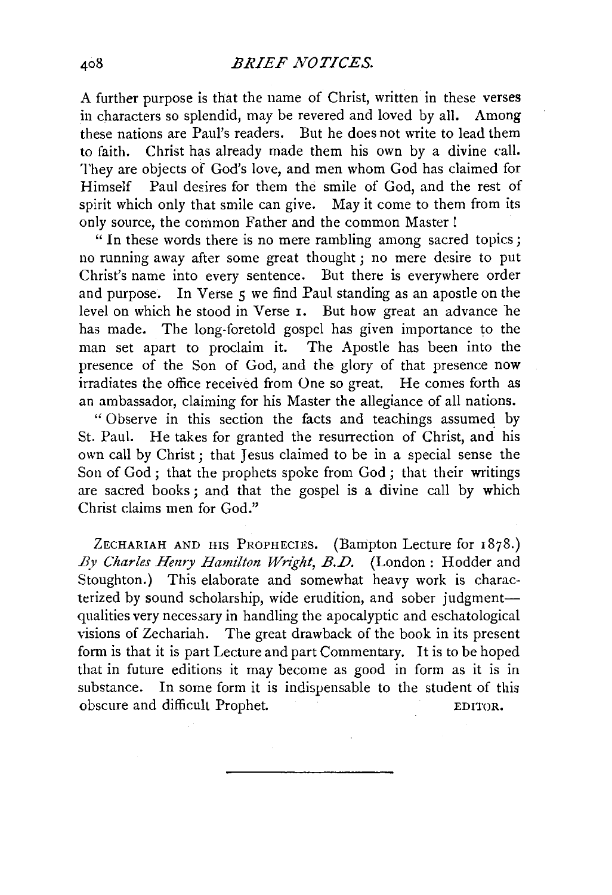A further purpose is that the name of Christ, written in these verses in characters so splendid, may be revered and loved by all. Among these nations are Paul's readers. But he does not write to lead them to faith. Christ has already made them his own by a divine call. They are objects of God's love, and men whom God has claimed for Himself Paul desires for them the smile of God, and the rest of spirit which only that smile can give. May it come to them from its only source, the common Father and the common Master!

"In these words there is no mere rambling among sacred topics; no running away after some great thought; no mere desire to put Christ's name into every sentence. But there is everywhere order and purpose. In Verse 5 we find Paul standing as an apostle on the level on which he stood in Verse 1. But how great an advance he has made. The long-foretold gospel has given importance to the man set apart to proclaim it. The Apostle has been into the presence of the Son of God, and the glory of that presence now irradiates the office received from One so great. He comes forth as an ambassador, claiming for his Master the allegiance of all nations.

"Observe in this section the facts and teachings assumed by St. Paul. He takes for granted the resurrection of Christ, and his own call by Christ; that Jesus claimed to be in a special sense the Son of God; that the prophets spoke from God; that their writings are sacred books; and that the gospel is a divine call by which Christ claims men for God."

ZECHARIAH AND HIS PROPHECIES. (Bampton Lecture for 1878.) *By Charles Henry Hamilton Wright, B.D.* (London: Hodder and Stoughton.) This elaborate and somewhat heavy work is characterized by sound scholarship, wide erudition, and sober judgment—qualities very necessary in handling the apocalyptic and eschatological visions of Zechariah. The great drawback of the book in its present form is that it is part Lecture and part Commentary. It is to be hoped that in future editions it may become as good in form as it is in substance. In some form it is indispensable to the student of this obscure and difficult Prophet. EDITOR.